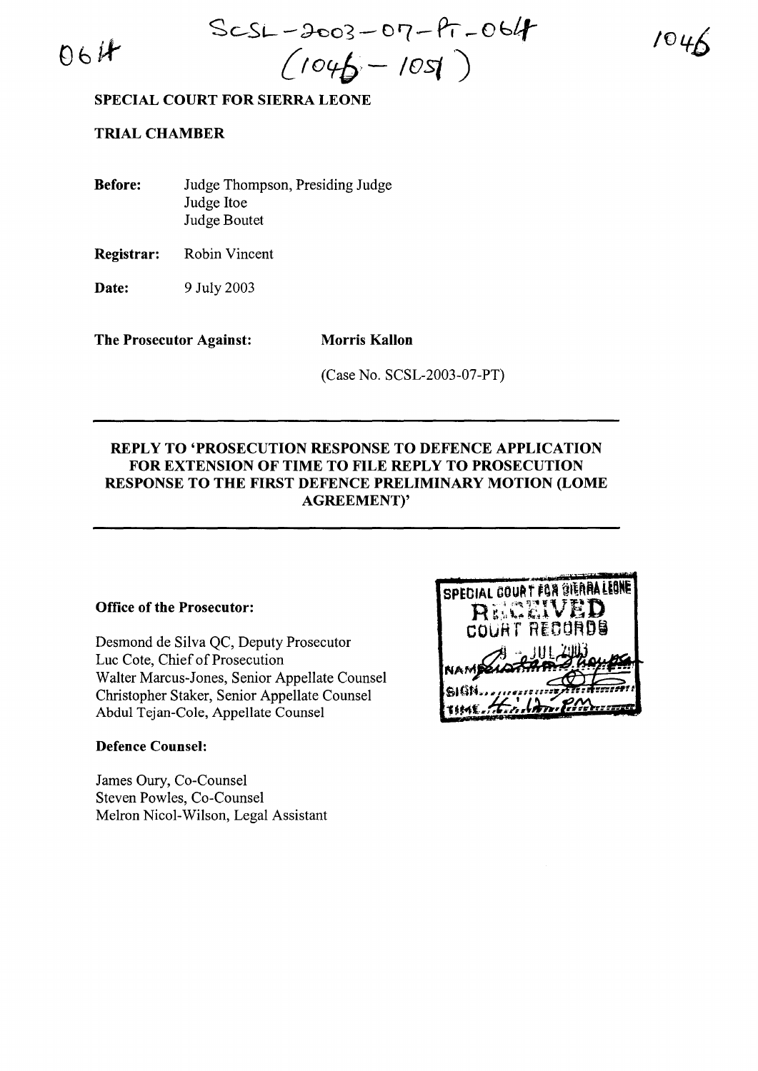SCSL-2003-07-PT-064
(1046 - 1051)

064

1046

**SPECIAL COURT FOR SIERRA LEONE**

**TRIAL CHAMBER**

**Before:** Judge Thompson, Presiding Judge
Judge Itoe
Judge Boutet

**Registrar:** Robin Vincent

**Date:** 9 July 2003

**The Prosecutor Against:** **Morris Kallon**

(Case No. SCSL-2003-07-PT)

---

**REPLY TO 'PROSECUTION RESPONSE TO DEFENCE APPLICATION FOR EXTENSION OF TIME TO FILE REPLY TO PROSECUTION RESPONSE TO THE FIRST DEFENCE PRELIMINARY MOTION (LOME AGREEMENT)'**

---

SPECIAL COURT FOR SIERRA LEONE
RECEIVED
COURT RECORDS
9 JUL 2003
NAME
SIGN
TIME 4:10 PM

**Office of the Prosecutor:**

Desmond de Silva QC, Deputy Prosecutor
Luc Cote, Chief of Prosecution
Walter Marcus-Jones, Senior Appellate Counsel
Christopher Staker, Senior Appellate Counsel
Abdul Tejan-Cole, Appellate Counsel

**Defence Counsel:**

James Oury, Co-Counsel
Steven Powles, Co-Counsel
Melron Nicol-Wilson, Legal Assistant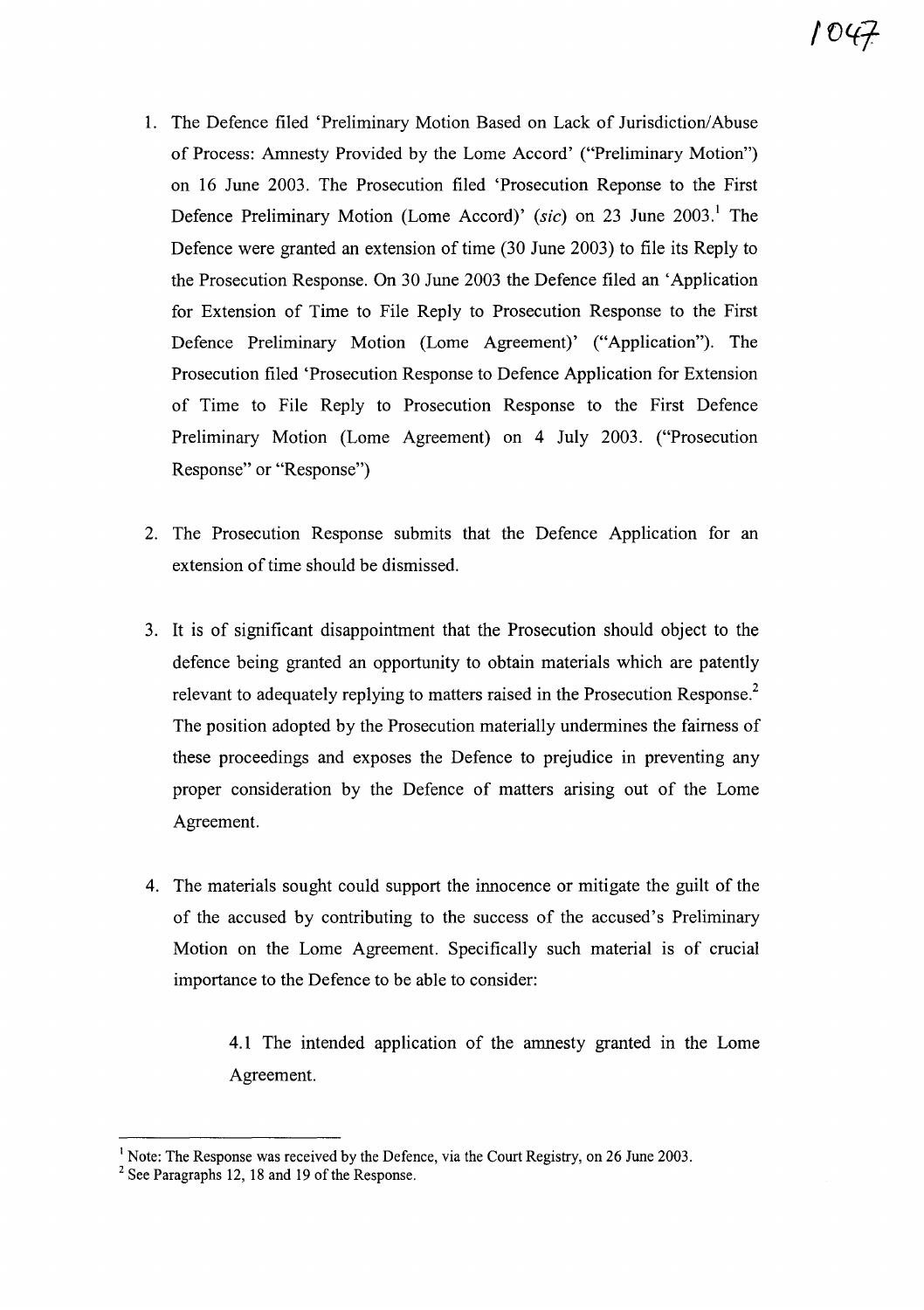1. The Defence filed 'Preliminary Motion Based on Lack of Jurisdiction/Abuse of Process: Amnesty Provided by the Lome Accord' ("Preliminary Motion") on 16 June 2003. The Prosecution filed 'Prosecution Reponse to the First Defence Preliminary Motion (Lome Accord)' (*sic*) on 23 June 2003.[1] The Defence were granted an extension of time (30 June 2003) to file its Reply to the Prosecution Response. On 30 June 2003 the Defence filed an 'Application for Extension of Time to File Reply to Prosecution Response to the First Defence Preliminary Motion (Lome Agreement)' ("Application"). The Prosecution filed 'Prosecution Response to Defence Application for Extension of Time to File Reply to Prosecution Response to the First Defence Preliminary Motion (Lome Agreement) on 4 July 2003. ("Prosecution Response" or "Response")

2. The Prosecution Response submits that the Defence Application for an extension of time should be dismissed.

3. It is of significant disappointment that the Prosecution should object to the defence being granted an opportunity to obtain materials which are patently relevant to adequately replying to matters raised in the Prosecution Response.[2] The position adopted by the Prosecution materially undermines the fairness of these proceedings and exposes the Defence to prejudice in preventing any proper consideration by the Defence of matters arising out of the Lome Agreement.

4. The materials sought could support the innocence or mitigate the guilt of the of the accused by contributing to the success of the accused's Preliminary Motion on the Lome Agreement. Specifically such material is of crucial importance to the Defence to be able to consider:

   4.1 The intended application of the amnesty granted in the Lome Agreement.

---

[1] Note: The Response was received by the Defence, via the Court Registry, on 26 June 2003.

[2] See Paragraphs 12, 18 and 19 of the Response.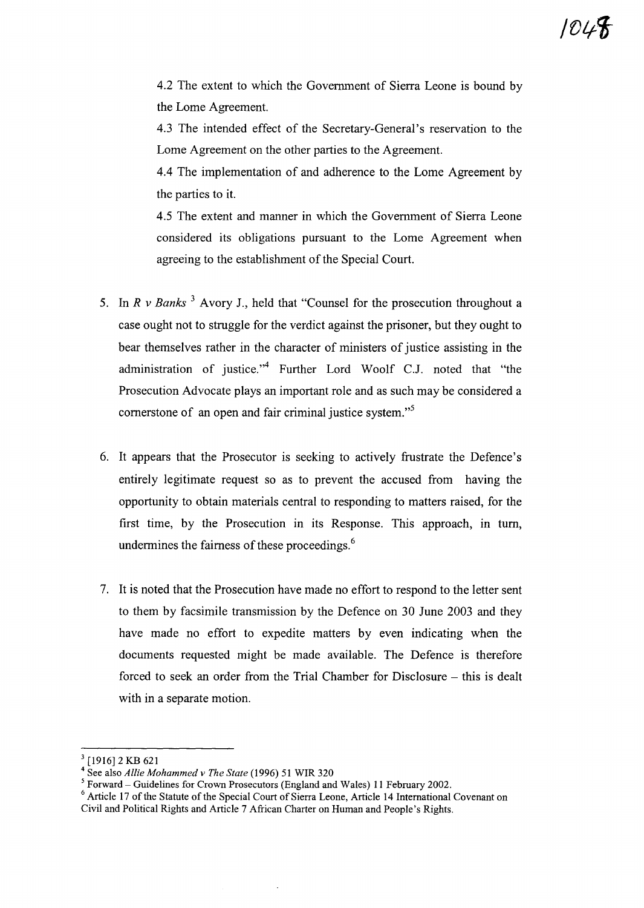4.2 The extent to which the Government of Sierra Leone is bound by the Lome Agreement.

4.3 The intended effect of the Secretary-General's reservation to the Lome Agreement on the other parties to the Agreement.

4.4 The implementation of and adherence to the Lome Agreement by the parties to it.

4.5 The extent and manner in which the Government of Sierra Leone considered its obligations pursuant to the Lome Agreement when agreeing to the establishment of the Special Court.

5. In *R v Banks* [3] Avory J., held that "Counsel for the prosecution throughout a case ought not to struggle for the verdict against the prisoner, but they ought to bear themselves rather in the character of ministers of justice assisting in the administration of justice."[4] Further Lord Woolf C.J. noted that "the Prosecution Advocate plays an important role and as such may be considered a cornerstone of an open and fair criminal justice system."[5]

6. It appears that the Prosecutor is seeking to actively frustrate the Defence's entirely legitimate request so as to prevent the accused from having the opportunity to obtain materials central to responding to matters raised, for the first time, by the Prosecution in its Response. This approach, in turn, undermines the fairness of these proceedings.[6]

7. It is noted that the Prosecution have made no effort to respond to the letter sent to them by facsimile transmission by the Defence on 30 June 2003 and they have made no effort to expedite matters by even indicating when the documents requested might be made available. The Defence is therefore forced to seek an order from the Trial Chamber for Disclosure – this is dealt with in a separate motion.

---

[3] [1916] 2 KB 621

[4] See also *Allie Mohammed v The State* (1996) 51 WIR 320

[5] Forward – Guidelines for Crown Prosecutors (England and Wales) 11 February 2002.

[6] Article 17 of the Statute of the Special Court of Sierra Leone, Article 14 International Covenant on Civil and Political Rights and Article 7 African Charter on Human and People's Rights.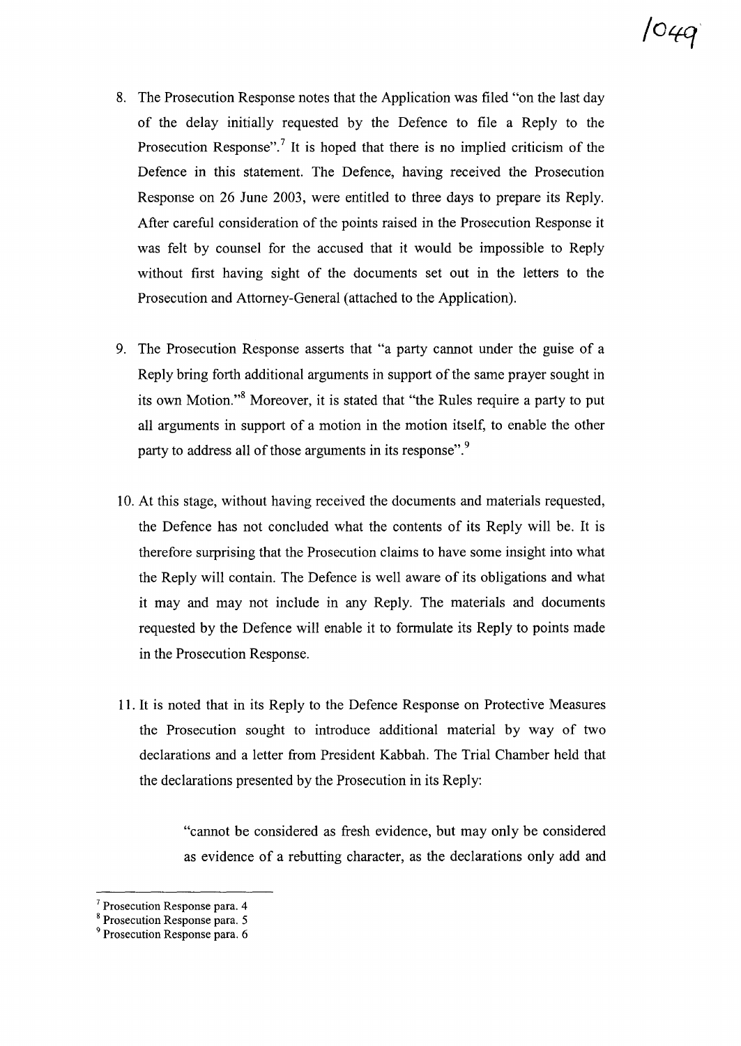8. The Prosecution Response notes that the Application was filed "on the last day of the delay initially requested by the Defence to file a Reply to the Prosecution Response".[7] It is hoped that there is no implied criticism of the Defence in this statement. The Defence, having received the Prosecution Response on 26 June 2003, were entitled to three days to prepare its Reply. After careful consideration of the points raised in the Prosecution Response it was felt by counsel for the accused that it would be impossible to Reply without first having sight of the documents set out in the letters to the Prosecution and Attorney-General (attached to the Application).

9. The Prosecution Response asserts that "a party cannot under the guise of a Reply bring forth additional arguments in support of the same prayer sought in its own Motion."[8] Moreover, it is stated that "the Rules require a party to put all arguments in support of a motion in the motion itself, to enable the other party to address all of those arguments in its response".[9]

10. At this stage, without having received the documents and materials requested, the Defence has not concluded what the contents of its Reply will be. It is therefore surprising that the Prosecution claims to have some insight into what the Reply will contain. The Defence is well aware of its obligations and what it may and may not include in any Reply. The materials and documents requested by the Defence will enable it to formulate its Reply to points made in the Prosecution Response.

11. It is noted that in its Reply to the Defence Response on Protective Measures the Prosecution sought to introduce additional material by way of two declarations and a letter from President Kabbah. The Trial Chamber held that the declarations presented by the Prosecution in its Reply:

> "cannot be considered as fresh evidence, but may only be considered as evidence of a rebutting character, as the declarations only add and

---

[7] Prosecution Response para. 4

[8] Prosecution Response para. 5

[9] Prosecution Response para. 6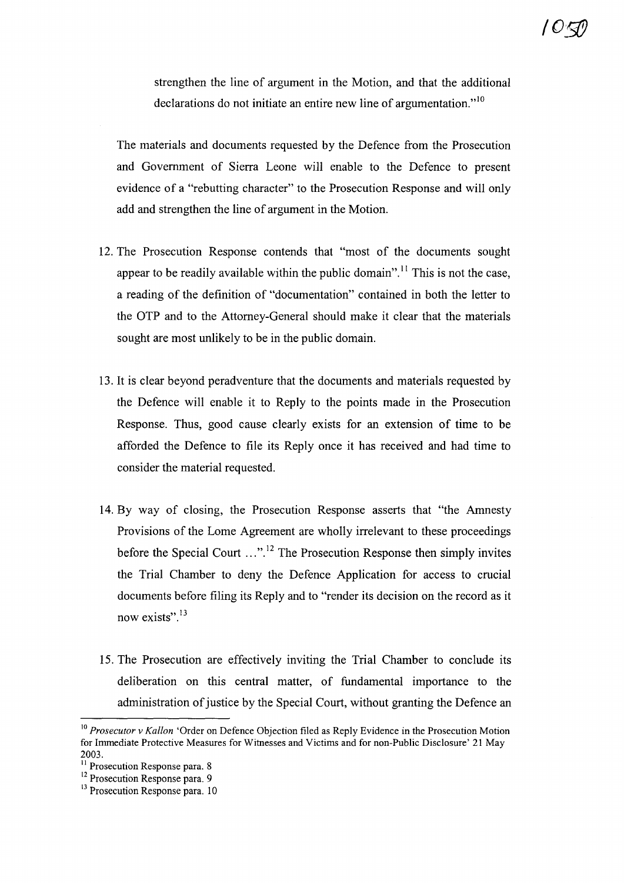strengthen the line of argument in the Motion, and that the additional declarations do not initiate an entire new line of argumentation."[10]

The materials and documents requested by the Defence from the Prosecution and Government of Sierra Leone will enable to the Defence to present evidence of a "rebutting character" to the Prosecution Response and will only add and strengthen the line of argument in the Motion.

12. The Prosecution Response contends that "most of the documents sought appear to be readily available within the public domain".[11] This is not the case, a reading of the definition of "documentation" contained in both the letter to the OTP and to the Attorney-General should make it clear that the materials sought are most unlikely to be in the public domain.

13. It is clear beyond peradventure that the documents and materials requested by the Defence will enable it to Reply to the points made in the Prosecution Response. Thus, good cause clearly exists for an extension of time to be afforded the Defence to file its Reply once it has received and had time to consider the material requested.

14. By way of closing, the Prosecution Response asserts that "the Amnesty Provisions of the Lome Agreement are wholly irrelevant to these proceedings before the Special Court ...".[12] The Prosecution Response then simply invites the Trial Chamber to deny the Defence Application for access to crucial documents before filing its Reply and to "render its decision on the record as it now exists".[13]

15. The Prosecution are effectively inviting the Trial Chamber to conclude its deliberation on this central matter, of fundamental importance to the administration of justice by the Special Court, without granting the Defence an

---

[10] *Prosecutor v Kallon* 'Order on Defence Objection filed as Reply Evidence in the Prosecution Motion for Immediate Protective Measures for Witnesses and Victims and for non-Public Disclosure' 21 May 2003.

[11] Prosecution Response para. 8

[12] Prosecution Response para. 9

[13] Prosecution Response para. 10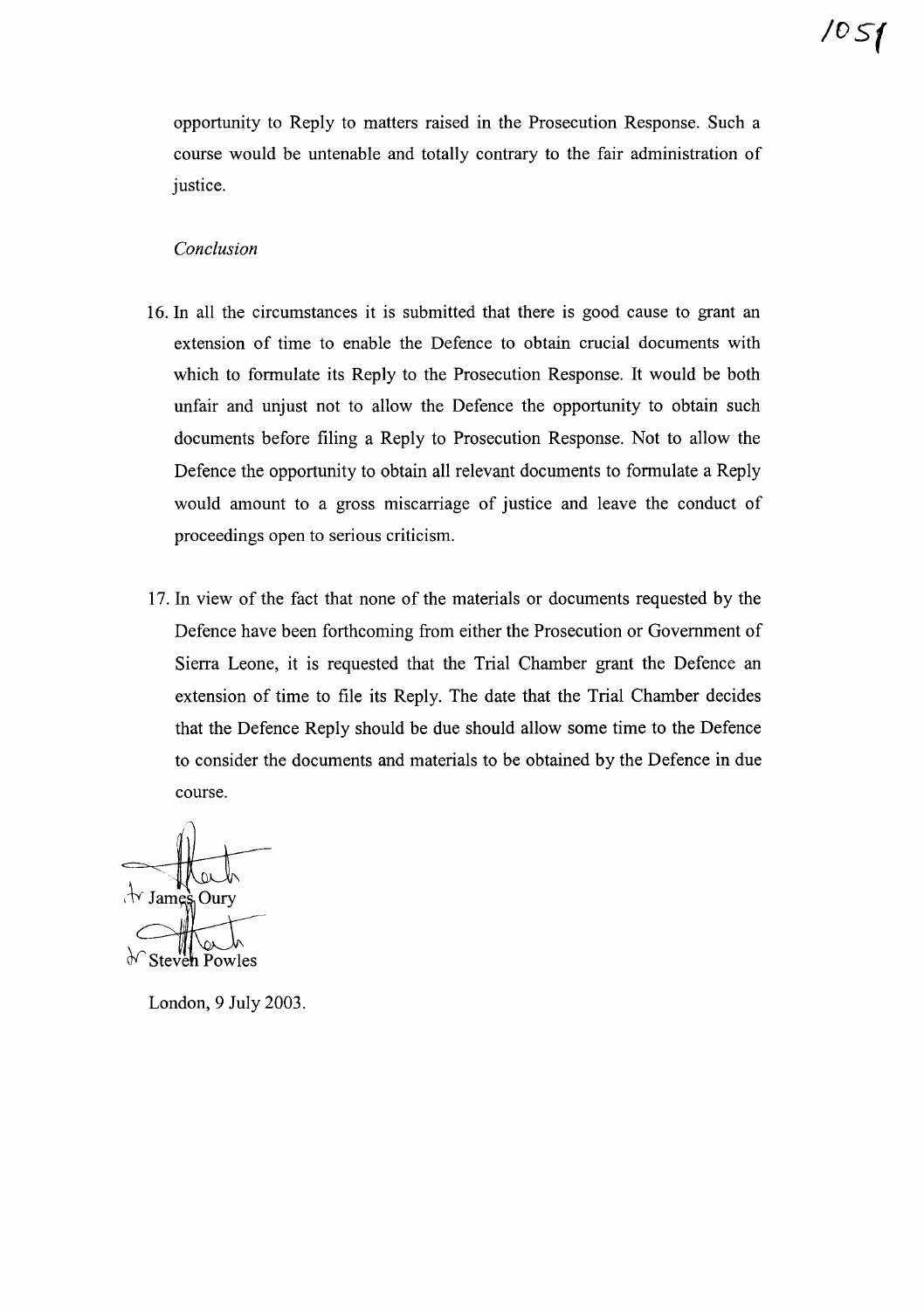opportunity to Reply to matters raised in the Prosecution Response. Such a course would be untenable and totally contrary to the fair administration of justice.

*Conclusion*

16. In all the circumstances it is submitted that there is good cause to grant an extension of time to enable the Defence to obtain crucial documents with which to formulate its Reply to the Prosecution Response. It would be both unfair and unjust not to allow the Defence the opportunity to obtain such documents before filing a Reply to Prosecution Response. Not to allow the Defence the opportunity to obtain all relevant documents to formulate a Reply would amount to a gross miscarriage of justice and leave the conduct of proceedings open to serious criticism.

17. In view of the fact that none of the materials or documents requested by the Defence have been forthcoming from either the Prosecution or Government of Sierra Leone, it is requested that the Trial Chamber grant the Defence an extension of time to file its Reply. The date that the Trial Chamber decides that the Defence Reply should be due should allow some time to the Defence to consider the documents and materials to be obtained by the Defence in due course.

James Oury

Steven Powles

London, 9 July 2003.